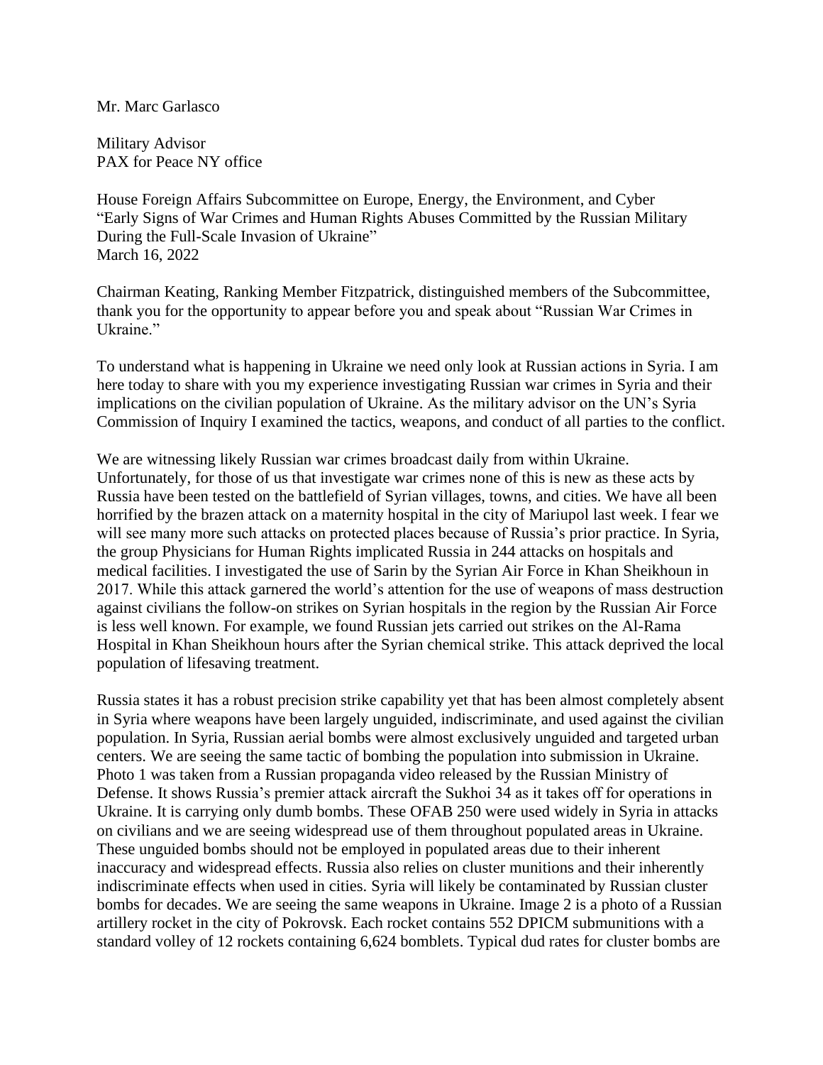Mr. Marc Garlasco

Military Advisor
PAX for Peace NY office

House Foreign Affairs Subcommittee on Europe, Energy, the Environment, and Cyber
"Early Signs of War Crimes and Human Rights Abuses Committed by the Russian Military During the Full-Scale Invasion of Ukraine"
March 16, 2022

Chairman Keating, Ranking Member Fitzpatrick, distinguished members of the Subcommittee, thank you for the opportunity to appear before you and speak about "Russian War Crimes in Ukraine."

To understand what is happening in Ukraine we need only look at Russian actions in Syria. I am here today to share with you my experience investigating Russian war crimes in Syria and their implications on the civilian population of Ukraine. As the military advisor on the UN's Syria Commission of Inquiry I examined the tactics, weapons, and conduct of all parties to the conflict.

We are witnessing likely Russian war crimes broadcast daily from within Ukraine. Unfortunately, for those of us that investigate war crimes none of this is new as these acts by Russia have been tested on the battlefield of Syrian villages, towns, and cities. We have all been horrified by the brazen attack on a maternity hospital in the city of Mariupol last week. I fear we will see many more such attacks on protected places because of Russia's prior practice. In Syria, the group Physicians for Human Rights implicated Russia in 244 attacks on hospitals and medical facilities. I investigated the use of Sarin by the Syrian Air Force in Khan Sheikhoun in 2017. While this attack garnered the world's attention for the use of weapons of mass destruction against civilians the follow-on strikes on Syrian hospitals in the region by the Russian Air Force is less well known. For example, we found Russian jets carried out strikes on the Al-Rama Hospital in Khan Sheikhoun hours after the Syrian chemical strike. This attack deprived the local population of lifesaving treatment.

Russia states it has a robust precision strike capability yet that has been almost completely absent in Syria where weapons have been largely unguided, indiscriminate, and used against the civilian population. In Syria, Russian aerial bombs were almost exclusively unguided and targeted urban centers. We are seeing the same tactic of bombing the population into submission in Ukraine. Photo 1 was taken from a Russian propaganda video released by the Russian Ministry of Defense. It shows Russia's premier attack aircraft the Sukhoi 34 as it takes off for operations in Ukraine. It is carrying only dumb bombs. These OFAB 250 were used widely in Syria in attacks on civilians and we are seeing widespread use of them throughout populated areas in Ukraine. These unguided bombs should not be employed in populated areas due to their inherent inaccuracy and widespread effects. Russia also relies on cluster munitions and their inherently indiscriminate effects when used in cities. Syria will likely be contaminated by Russian cluster bombs for decades. We are seeing the same weapons in Ukraine. Image 2 is a photo of a Russian artillery rocket in the city of Pokrovsk. Each rocket contains 552 DPICM submunitions with a standard volley of 12 rockets containing 6,624 bomblets. Typical dud rates for cluster bombs are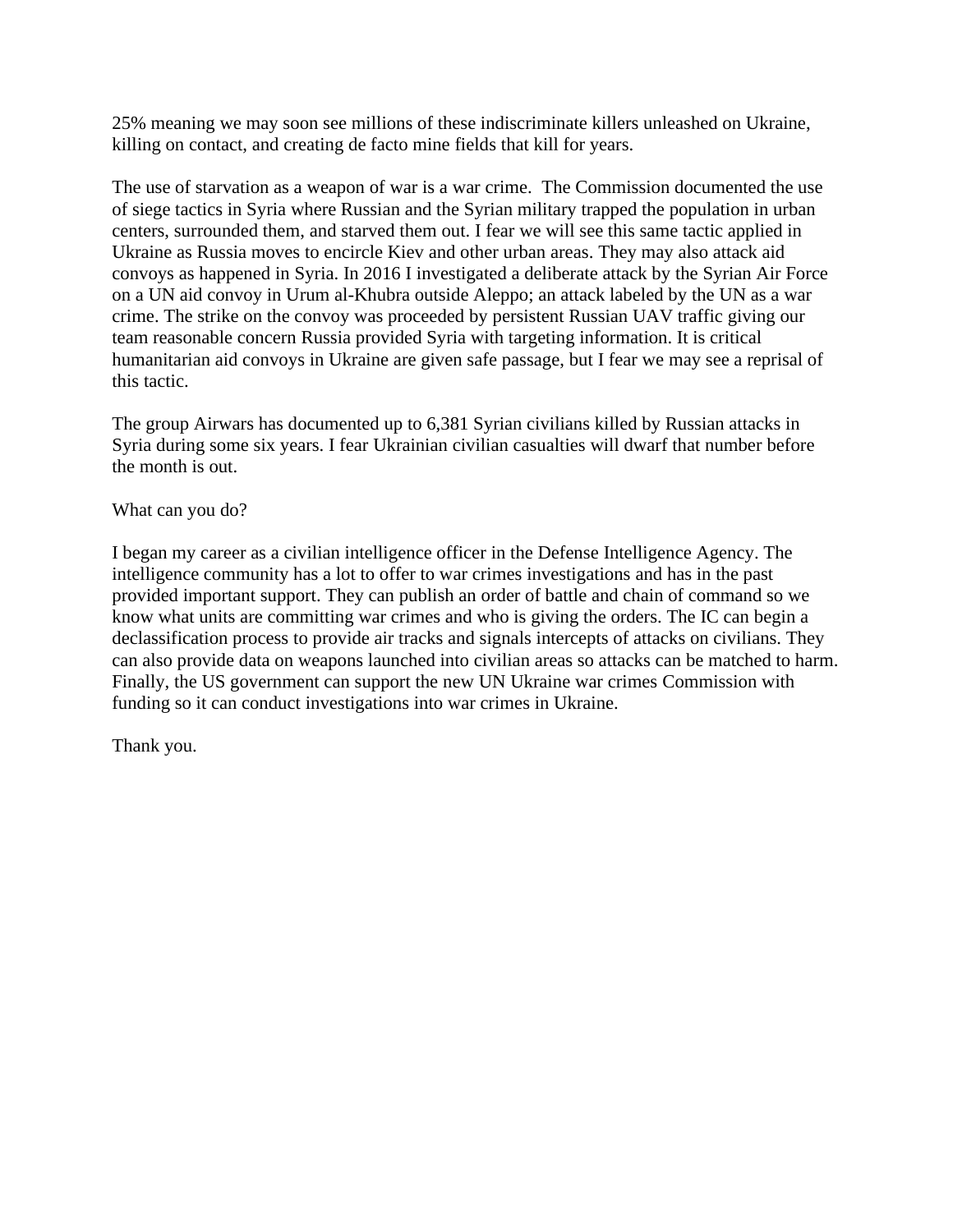25% meaning we may soon see millions of these indiscriminate killers unleashed on Ukraine, killing on contact, and creating de facto mine fields that kill for years.

The use of starvation as a weapon of war is a war crime. The Commission documented the use of siege tactics in Syria where Russian and the Syrian military trapped the population in urban centers, surrounded them, and starved them out. I fear we will see this same tactic applied in Ukraine as Russia moves to encircle Kiev and other urban areas. They may also attack aid convoys as happened in Syria. In 2016 I investigated a deliberate attack by the Syrian Air Force on a UN aid convoy in Urum al-Khubra outside Aleppo; an attack labeled by the UN as a war crime. The strike on the convoy was proceeded by persistent Russian UAV traffic giving our team reasonable concern Russia provided Syria with targeting information. It is critical humanitarian aid convoys in Ukraine are given safe passage, but I fear we may see a reprisal of this tactic.

The group Airwars has documented up to 6,381 Syrian civilians killed by Russian attacks in Syria during some six years. I fear Ukrainian civilian casualties will dwarf that number before the month is out.

What can you do?

I began my career as a civilian intelligence officer in the Defense Intelligence Agency. The intelligence community has a lot to offer to war crimes investigations and has in the past provided important support. They can publish an order of battle and chain of command so we know what units are committing war crimes and who is giving the orders. The IC can begin a declassification process to provide air tracks and signals intercepts of attacks on civilians. They can also provide data on weapons launched into civilian areas so attacks can be matched to harm. Finally, the US government can support the new UN Ukraine war crimes Commission with funding so it can conduct investigations into war crimes in Ukraine.

Thank you.